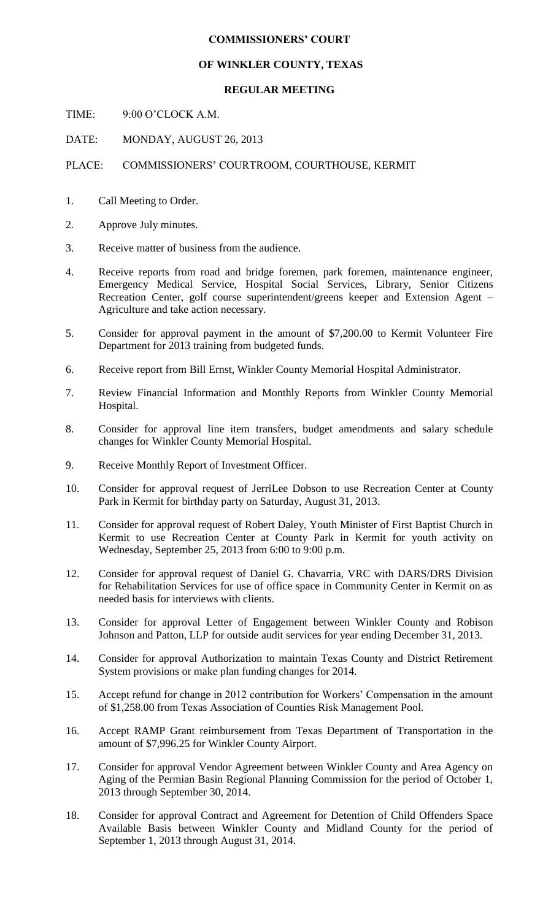**COMMISSIONERS' COURT**

**OF WINKLER COUNTY, TEXAS**

**REGULAR MEETING**

TIME: 9:00 O'CLOCK A.M.

DATE: MONDAY, AUGUST 26, 2013

PLACE: COMMISSIONERS' COURTROOM, COURTHOUSE, KERMIT

1. Call Meeting to Order.
2. Approve July minutes.
3. Receive matter of business from the audience.
4. Receive reports from road and bridge foremen, park foremen, maintenance engineer, Emergency Medical Service, Hospital Social Services, Library, Senior Citizens Recreation Center, golf course superintendent/greens keeper and Extension Agent – Agriculture and take action necessary.
5. Consider for approval payment in the amount of $7,200.00 to Kermit Volunteer Fire Department for 2013 training from budgeted funds.
6. Receive report from Bill Ernst, Winkler County Memorial Hospital Administrator.
7. Review Financial Information and Monthly Reports from Winkler County Memorial Hospital.
8. Consider for approval line item transfers, budget amendments and salary schedule changes for Winkler County Memorial Hospital.
9. Receive Monthly Report of Investment Officer.
10. Consider for approval request of JerriLee Dobson to use Recreation Center at County Park in Kermit for birthday party on Saturday, August 31, 2013.
11. Consider for approval request of Robert Daley, Youth Minister of First Baptist Church in Kermit to use Recreation Center at County Park in Kermit for youth activity on Wednesday, September 25, 2013 from 6:00 to 9:00 p.m.
12. Consider for approval request of Daniel G. Chavarria, VRC with DARS/DRS Division for Rehabilitation Services for use of office space in Community Center in Kermit on as needed basis for interviews with clients.
13. Consider for approval Letter of Engagement between Winkler County and Robison Johnson and Patton, LLP for outside audit services for year ending December 31, 2013.
14. Consider for approval Authorization to maintain Texas County and District Retirement System provisions or make plan funding changes for 2014.
15. Accept refund for change in 2012 contribution for Workers' Compensation in the amount of $1,258.00 from Texas Association of Counties Risk Management Pool.
16. Accept RAMP Grant reimbursement from Texas Department of Transportation in the amount of $7,996.25 for Winkler County Airport.
17. Consider for approval Vendor Agreement between Winkler County and Area Agency on Aging of the Permian Basin Regional Planning Commission for the period of October 1, 2013 through September 30, 2014.
18. Consider for approval Contract and Agreement for Detention of Child Offenders Space Available Basis between Winkler County and Midland County for the period of September 1, 2013 through August 31, 2014.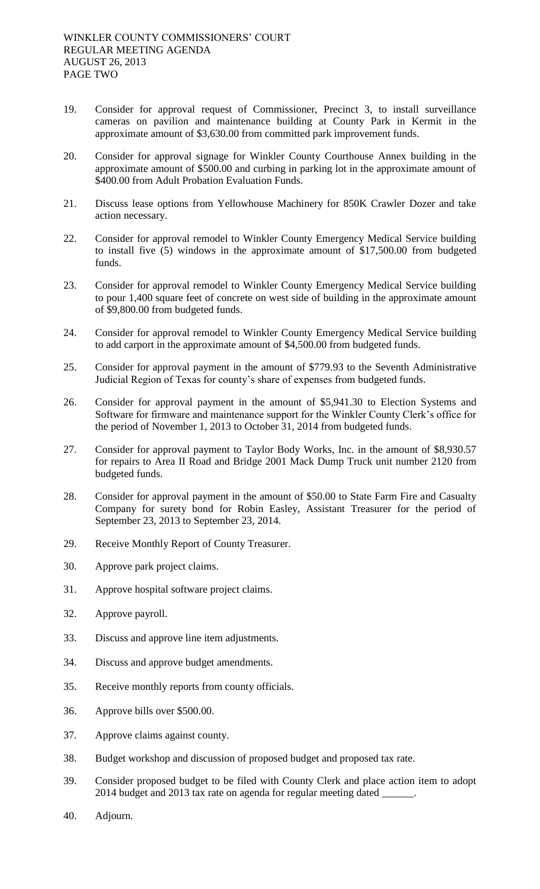19. Consider for approval request of Commissioner, Precinct 3, to install surveillance cameras on pavilion and maintenance building at County Park in Kermit in the approximate amount of $3,630.00 from committed park improvement funds.

20. Consider for approval signage for Winkler County Courthouse Annex building in the approximate amount of $500.00 and curbing in parking lot in the approximate amount of $400.00 from Adult Probation Evaluation Funds.

21. Discuss lease options from Yellowhouse Machinery for 850K Crawler Dozer and take action necessary.

22. Consider for approval remodel to Winkler County Emergency Medical Service building to install five (5) windows in the approximate amount of $17,500.00 from budgeted funds.

23. Consider for approval remodel to Winkler County Emergency Medical Service building to pour 1,400 square feet of concrete on west side of building in the approximate amount of $9,800.00 from budgeted funds.

24. Consider for approval remodel to Winkler County Emergency Medical Service building to add carport in the approximate amount of $4,500.00 from budgeted funds.

25. Consider for approval payment in the amount of $779.93 to the Seventh Administrative Judicial Region of Texas for county's share of expenses from budgeted funds.

26. Consider for approval payment in the amount of $5,941.30 to Election Systems and Software for firmware and maintenance support for the Winkler County Clerk's office for the period of November 1, 2013 to October 31, 2014 from budgeted funds.

27. Consider for approval payment to Taylor Body Works, Inc. in the amount of $8,930.57 for repairs to Area II Road and Bridge 2001 Mack Dump Truck unit number 2120 from budgeted funds.

28. Consider for approval payment in the amount of $50.00 to State Farm Fire and Casualty Company for surety bond for Robin Easley, Assistant Treasurer for the period of September 23, 2013 to September 23, 2014.

29. Receive Monthly Report of County Treasurer.

30. Approve park project claims.

31. Approve hospital software project claims.

32. Approve payroll.

33. Discuss and approve line item adjustments.

34. Discuss and approve budget amendments.

35. Receive monthly reports from county officials.

36. Approve bills over $500.00.

37. Approve claims against county.

38. Budget workshop and discussion of proposed budget and proposed tax rate.

39. Consider proposed budget to be filed with County Clerk and place action item to adopt 2014 budget and 2013 tax rate on agenda for regular meeting dated ______.

40. Adjourn.